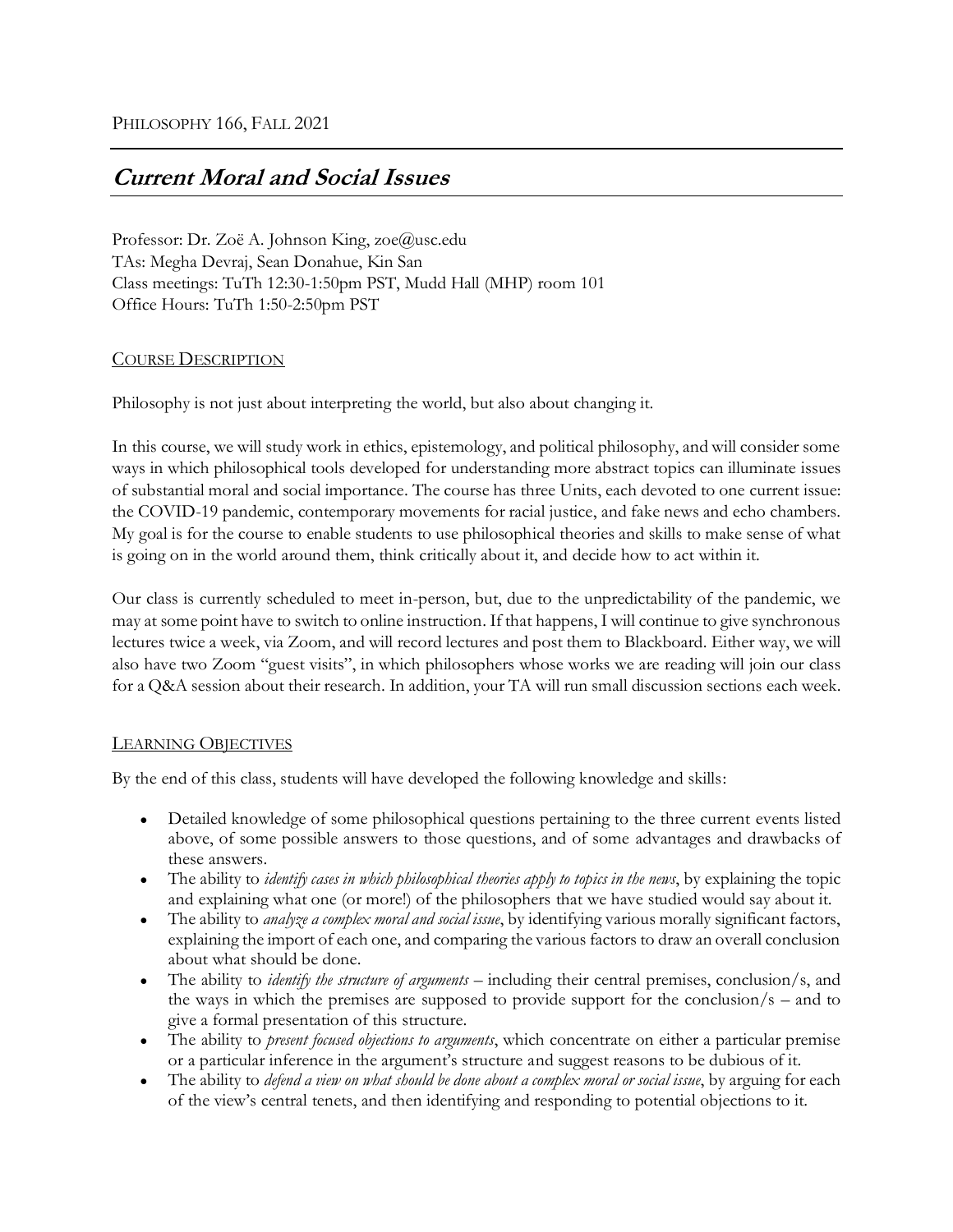PHILOSOPHY 166, FALL 2021

# *Current Moral and Social Issues*

Professor: Dr. Zoë A. Johnson King, zoe@usc.edu
TAs: Megha Devraj, Sean Donahue, Kin San
Class meetings: TuTh 12:30-1:50pm PST, Mudd Hall (MHP) room 101
Office Hours: TuTh 1:50-2:50pm PST

## COURSE DESCRIPTION

Philosophy is not just about interpreting the world, but also about changing it.

In this course, we will study work in ethics, epistemology, and political philosophy, and will consider some ways in which philosophical tools developed for understanding more abstract topics can illuminate issues of substantial moral and social importance. The course has three Units, each devoted to one current issue: the COVID-19 pandemic, contemporary movements for racial justice, and fake news and echo chambers. My goal is for the course to enable students to use philosophical theories and skills to make sense of what is going on in the world around them, think critically about it, and decide how to act within it.

Our class is currently scheduled to meet in-person, but, due to the unpredictability of the pandemic, we may at some point have to switch to online instruction. If that happens, I will continue to give synchronous lectures twice a week, via Zoom, and will record lectures and post them to Blackboard. Either way, we will also have two Zoom "guest visits", in which philosophers whose works we are reading will join our class for a Q&A session about their research. In addition, your TA will run small discussion sections each week.

## LEARNING OBJECTIVES

By the end of this class, students will have developed the following knowledge and skills:

- Detailed knowledge of some philosophical questions pertaining to the three current events listed above, of some possible answers to those questions, and of some advantages and drawbacks of these answers.
- The ability to *identify cases in which philosophical theories apply to topics in the news*, by explaining the topic and explaining what one (or more!) of the philosophers that we have studied would say about it.
- The ability to *analyze a complex moral and social issue*, by identifying various morally significant factors, explaining the import of each one, and comparing the various factors to draw an overall conclusion about what should be done.
- The ability to *identify the structure of arguments* – including their central premises, conclusion/s, and the ways in which the premises are supposed to provide support for the conclusion/s – and to give a formal presentation of this structure.
- The ability to *present focused objections to arguments*, which concentrate on either a particular premise or a particular inference in the argument's structure and suggest reasons to be dubious of it.
- The ability to *defend a view on what should be done about a complex moral or social issue*, by arguing for each of the view's central tenets, and then identifying and responding to potential objections to it.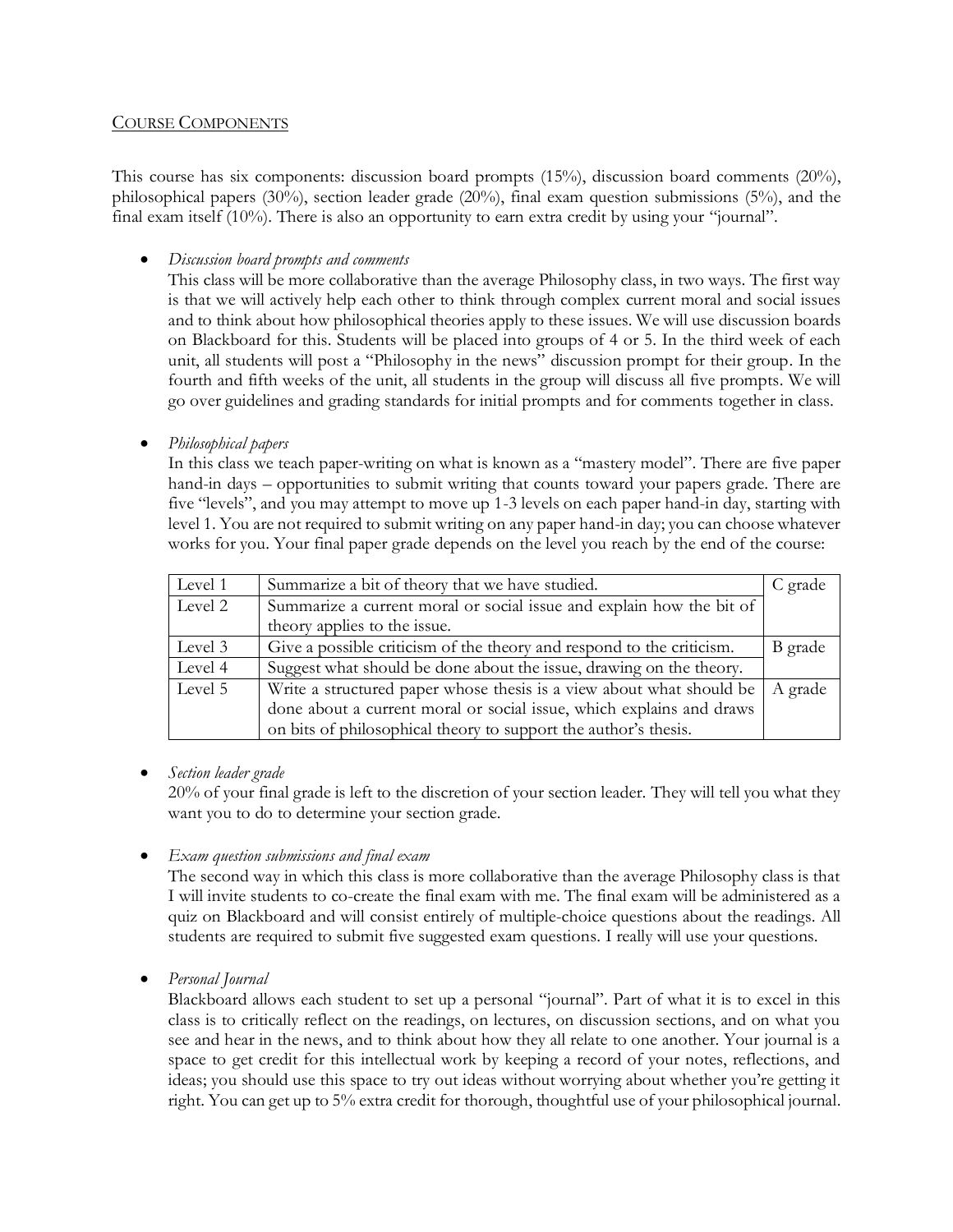## COURSE COMPONENTS

This course has six components: discussion board prompts (15%), discussion board comments (20%), philosophical papers (30%), section leader grade (20%), final exam question submissions (5%), and the final exam itself (10%). There is also an opportunity to earn extra credit by using your "journal".

- *Discussion board prompts and comments*

  This class will be more collaborative than the average Philosophy class, in two ways. The first way is that we will actively help each other to think through complex current moral and social issues and to think about how philosophical theories apply to these issues. We will use discussion boards on Blackboard for this. Students will be placed into groups of 4 or 5. In the third week of each unit, all students will post a "Philosophy in the news" discussion prompt for their group. In the fourth and fifth weeks of the unit, all students in the group will discuss all five prompts. We will go over guidelines and grading standards for initial prompts and for comments together in class.

- *Philosophical papers*

  In this class we teach paper-writing on what is known as a "mastery model". There are five paper hand-in days – opportunities to submit writing that counts toward your papers grade. There are five "levels", and you may attempt to move up 1-3 levels on each paper hand-in day, starting with level 1. You are not required to submit writing on any paper hand-in day; you can choose whatever works for you. Your final paper grade depends on the level you reach by the end of the course:

| Level | Description | Grade |
|---|---|---|
| Level 1 | Summarize a bit of theory that we have studied. | C grade |
| Level 2 | Summarize a current moral or social issue and explain how the bit of theory applies to the issue. | |
| Level 3 | Give a possible criticism of the theory and respond to the criticism. | B grade |
| Level 4 | Suggest what should be done about the issue, drawing on the theory. | |
| Level 5 | Write a structured paper whose thesis is a view about what should be done about a current moral or social issue, which explains and draws on bits of philosophical theory to support the author's thesis. | A grade |

- *Section leader grade*

  20% of your final grade is left to the discretion of your section leader. They will tell you what they want you to do to determine your section grade.

- *Exam question submissions and final exam*

  The second way in which this class is more collaborative than the average Philosophy class is that I will invite students to co-create the final exam with me. The final exam will be administered as a quiz on Blackboard and will consist entirely of multiple-choice questions about the readings. All students are required to submit five suggested exam questions. I really will use your questions.

- *Personal Journal*

  Blackboard allows each student to set up a personal "journal". Part of what it is to excel in this class is to critically reflect on the readings, on lectures, on discussion sections, and on what you see and hear in the news, and to think about how they all relate to one another. Your journal is a space to get credit for this intellectual work by keeping a record of your notes, reflections, and ideas; you should use this space to try out ideas without worrying about whether you're getting it right. You can get up to 5% extra credit for thorough, thoughtful use of your philosophical journal.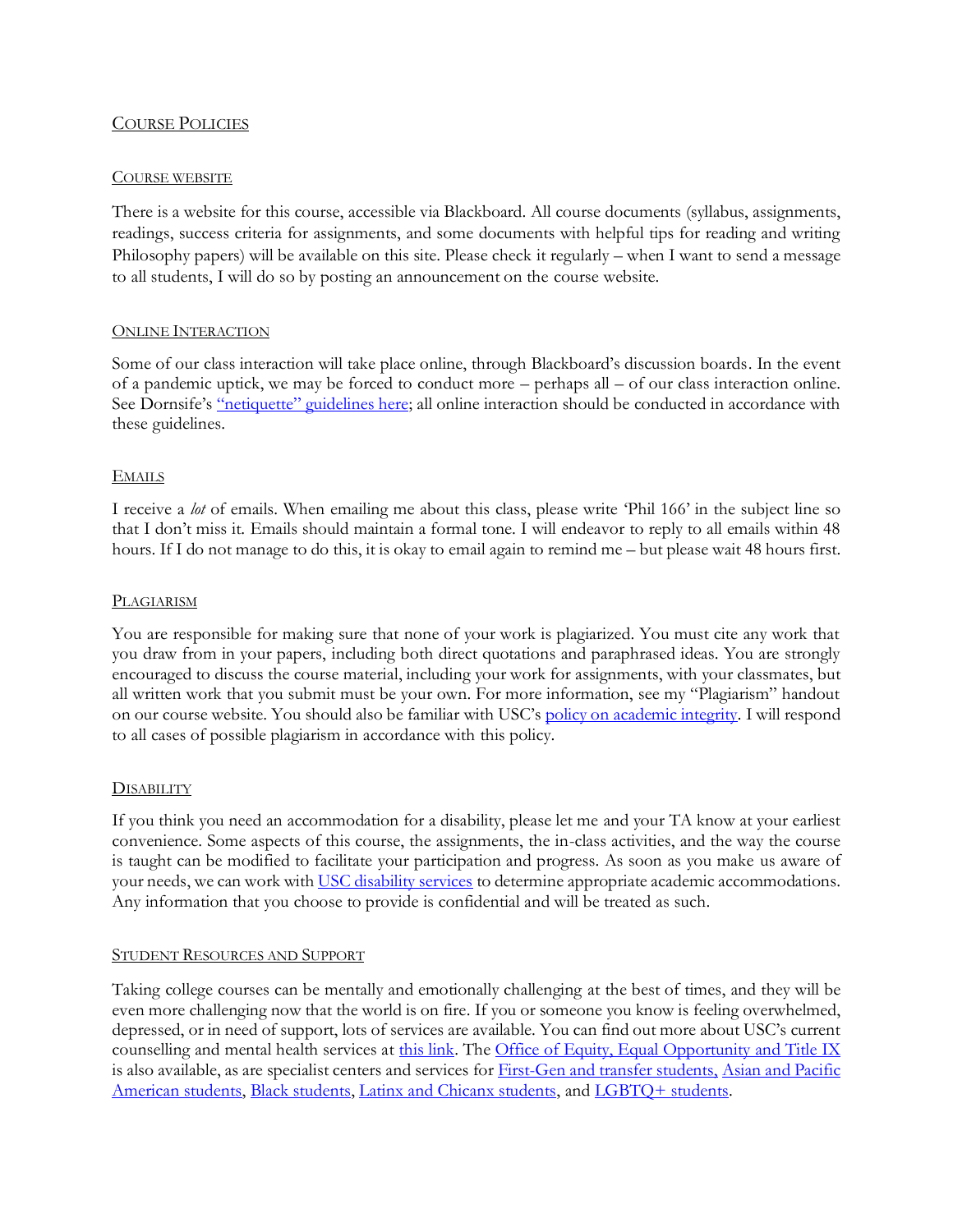## Course Policies

### Course website

There is a website for this course, accessible via Blackboard. All course documents (syllabus, assignments, readings, success criteria for assignments, and some documents with helpful tips for reading and writing Philosophy papers) will be available on this site. Please check it regularly – when I want to send a message to all students, I will do so by posting an announcement on the course website.

### Online Interaction

Some of our class interaction will take place online, through Blackboard's discussion boards. In the event of a pandemic uptick, we may be forced to conduct more – perhaps all – of our class interaction online. See Dornsife's "netiquette" guidelines here; all online interaction should be conducted in accordance with these guidelines.

### Emails

I receive a *lot* of emails. When emailing me about this class, please write 'Phil 166' in the subject line so that I don't miss it. Emails should maintain a formal tone. I will endeavor to reply to all emails within 48 hours. If I do not manage to do this, it is okay to email again to remind me – but please wait 48 hours first.

### Plagiarism

You are responsible for making sure that none of your work is plagiarized. You must cite any work that you draw from in your papers, including both direct quotations and paraphrased ideas. You are strongly encouraged to discuss the course material, including your work for assignments, with your classmates, but all written work that you submit must be your own. For more information, see my "Plagiarism" handout on our course website. You should also be familiar with USC's policy on academic integrity. I will respond to all cases of possible plagiarism in accordance with this policy.

### Disability

If you think you need an accommodation for a disability, please let me and your TA know at your earliest convenience. Some aspects of this course, the assignments, the in-class activities, and the way the course is taught can be modified to facilitate your participation and progress. As soon as you make us aware of your needs, we can work with USC disability services to determine appropriate academic accommodations. Any information that you choose to provide is confidential and will be treated as such.

### Student Resources and Support

Taking college courses can be mentally and emotionally challenging at the best of times, and they will be even more challenging now that the world is on fire. If you or someone you know is feeling overwhelmed, depressed, or in need of support, lots of services are available. You can find out more about USC's current counselling and mental health services at this link. The Office of Equity, Equal Opportunity and Title IX is also available, as are specialist centers and services for First-Gen and transfer students, Asian and Pacific American students, Black students, Latinx and Chicanx students, and LGBTQ+ students.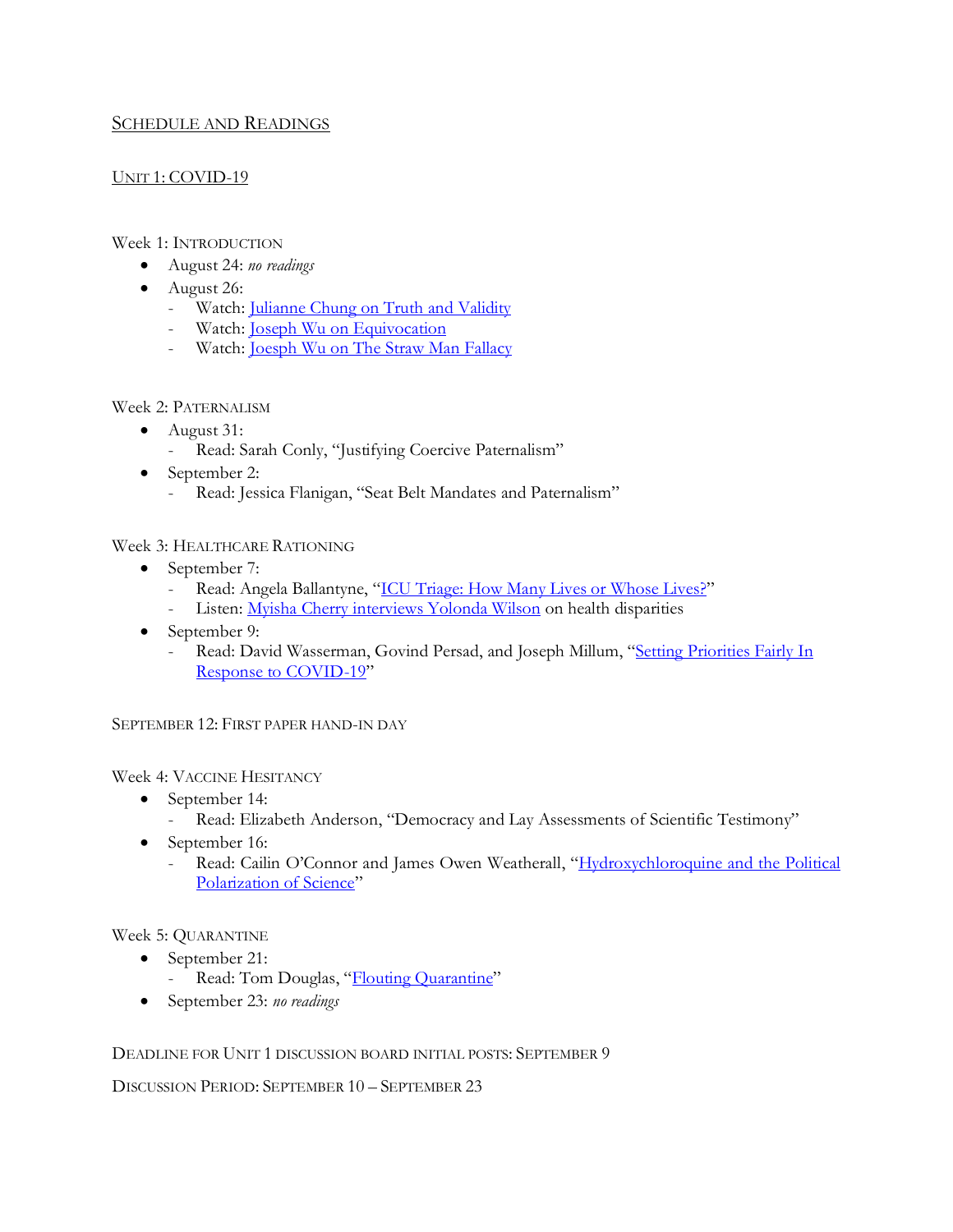## Schedule and Readings

### Unit 1: COVID-19

Week 1: Introduction

- August 24: *no readings*
- August 26:
  - Watch: Julianne Chung on Truth and Validity
  - Watch: Joseph Wu on Equivocation
  - Watch: Joesph Wu on The Straw Man Fallacy

Week 2: Paternalism

- August 31:
  - Read: Sarah Conly, "Justifying Coercive Paternalism"
- September 2:
  - Read: Jessica Flanigan, "Seat Belt Mandates and Paternalism"

Week 3: Healthcare Rationing

- September 7:
  - Read: Angela Ballantyne, "ICU Triage: How Many Lives or Whose Lives?"
  - Listen: Myisha Cherry interviews Yolonda Wilson on health disparities
- September 9:
  - Read: David Wasserman, Govind Persad, and Joseph Millum, "Setting Priorities Fairly In Response to COVID-19"

September 12: First paper hand-in day

Week 4: Vaccine Hesitancy

- September 14:
  - Read: Elizabeth Anderson, "Democracy and Lay Assessments of Scientific Testimony"
- September 16:
  - Read: Cailin O'Connor and James Owen Weatherall, "Hydroxychloroquine and the Political Polarization of Science"

Week 5: Quarantine

- September 21:
  - Read: Tom Douglas, "Flouting Quarantine"
- September 23: *no readings*

Deadline for Unit 1 discussion board initial posts: September 9

Discussion Period: September 10 – September 23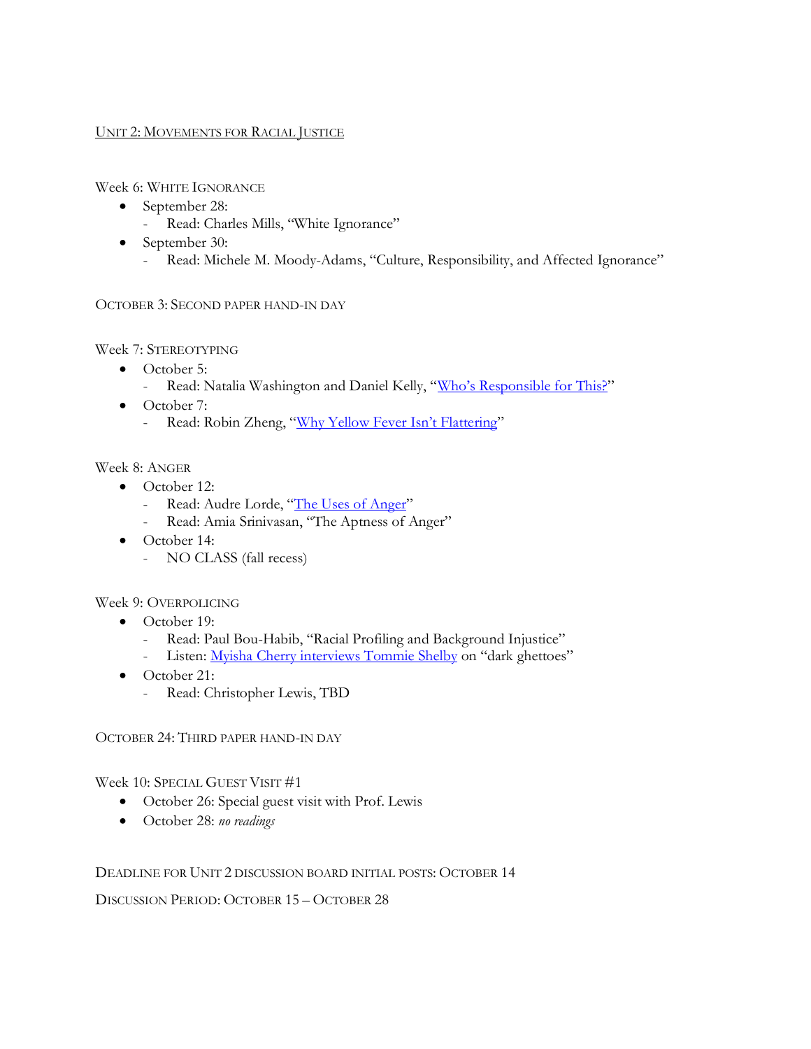## Unit 2: Movements for Racial Justice

### Week 6: White Ignorance

- September 28:
  - Read: Charles Mills, "White Ignorance"
- September 30:
  - Read: Michele M. Moody-Adams, "Culture, Responsibility, and Affected Ignorance"

**October 3: Second paper hand-in day**

### Week 7: Stereotyping

- October 5:
  - Read: Natalia Washington and Daniel Kelly, "Who's Responsible for This?"
- October 7:
  - Read: Robin Zheng, "Why Yellow Fever Isn't Flattering"

### Week 8: Anger

- October 12:
  - Read: Audre Lorde, "The Uses of Anger"
  - Read: Amia Srinivasan, "The Aptness of Anger"
- October 14:
  - NO CLASS (fall recess)

### Week 9: Overpolicing

- October 19:
  - Read: Paul Bou-Habib, "Racial Profiling and Background Injustice"
  - Listen: Myisha Cherry interviews Tommie Shelby on "dark ghettoes"
- October 21:
  - Read: Christopher Lewis, TBD

**October 24: Third paper hand-in day**

### Week 10: Special Guest Visit #1

- October 26: Special guest visit with Prof. Lewis
- October 28: *no readings*

**Deadline for Unit 2 discussion board initial posts: October 14**

**Discussion Period: October 15 – October 28**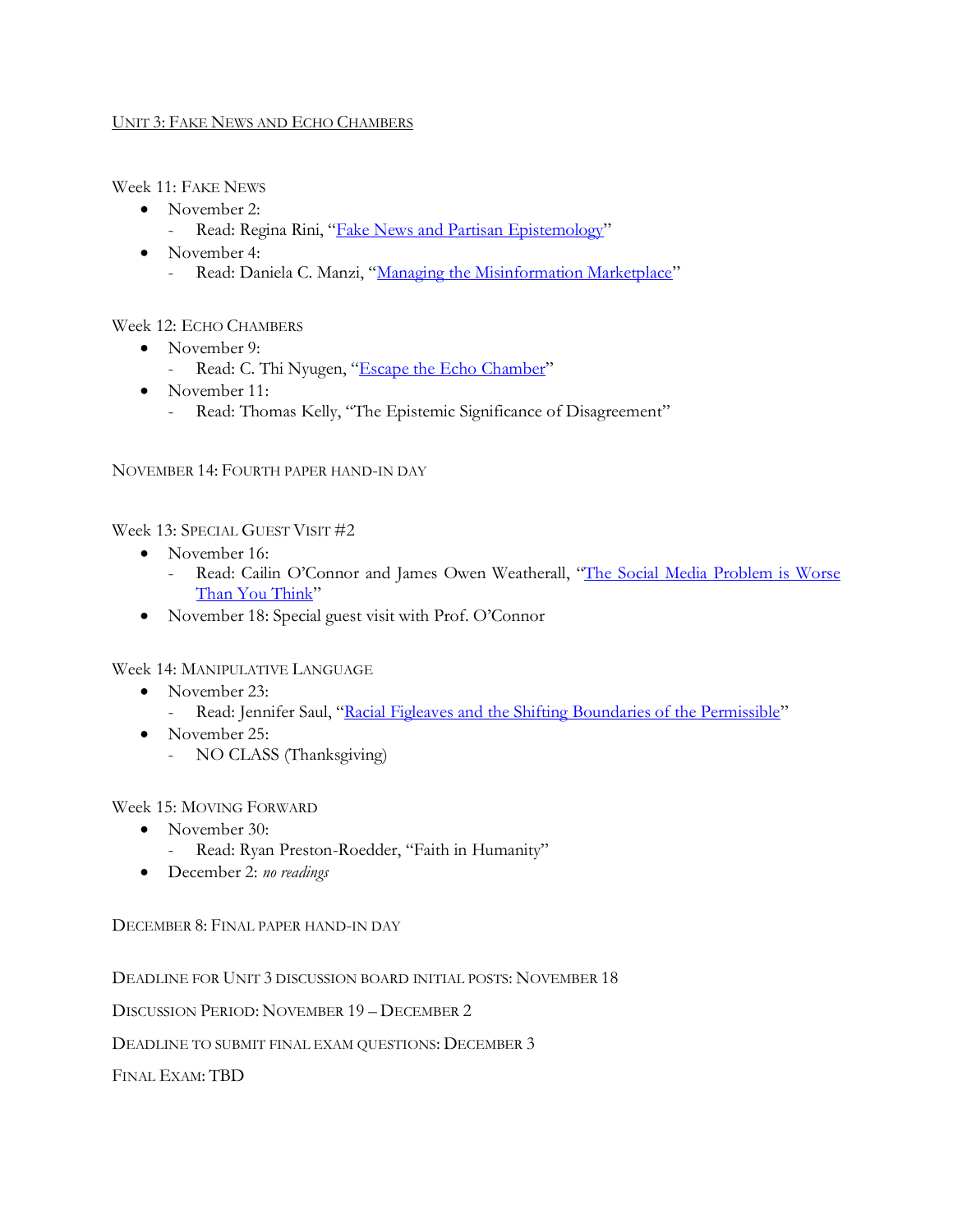## Unit 3: Fake News and Echo Chambers

### Week 11: Fake News

- November 2:
  - Read: Regina Rini, "Fake News and Partisan Epistemology"
- November 4:
  - Read: Daniela C. Manzi, "Managing the Misinformation Marketplace"

### Week 12: Echo Chambers

- November 9:
  - Read: C. Thi Nyugen, "Escape the Echo Chamber"
- November 11:
  - Read: Thomas Kelly, "The Epistemic Significance of Disagreement"

**November 14: Fourth paper hand-in day**

### Week 13: Special Guest Visit #2

- November 16:
  - Read: Cailin O'Connor and James Owen Weatherall, "The Social Media Problem is Worse Than You Think"
- November 18: Special guest visit with Prof. O'Connor

### Week 14: Manipulative Language

- November 23:
  - Read: Jennifer Saul, "Racial Figleaves and the Shifting Boundaries of the Permissible"
- November 25:
  - NO CLASS (Thanksgiving)

### Week 15: Moving Forward

- November 30:
  - Read: Ryan Preston-Roedder, "Faith in Humanity"
- December 2: *no readings*

**December 8: Final paper hand-in day**

Deadline for Unit 3 discussion board initial posts: November 18

Discussion Period: November 19 – December 2

Deadline to submit final exam questions: December 3

Final Exam: TBD